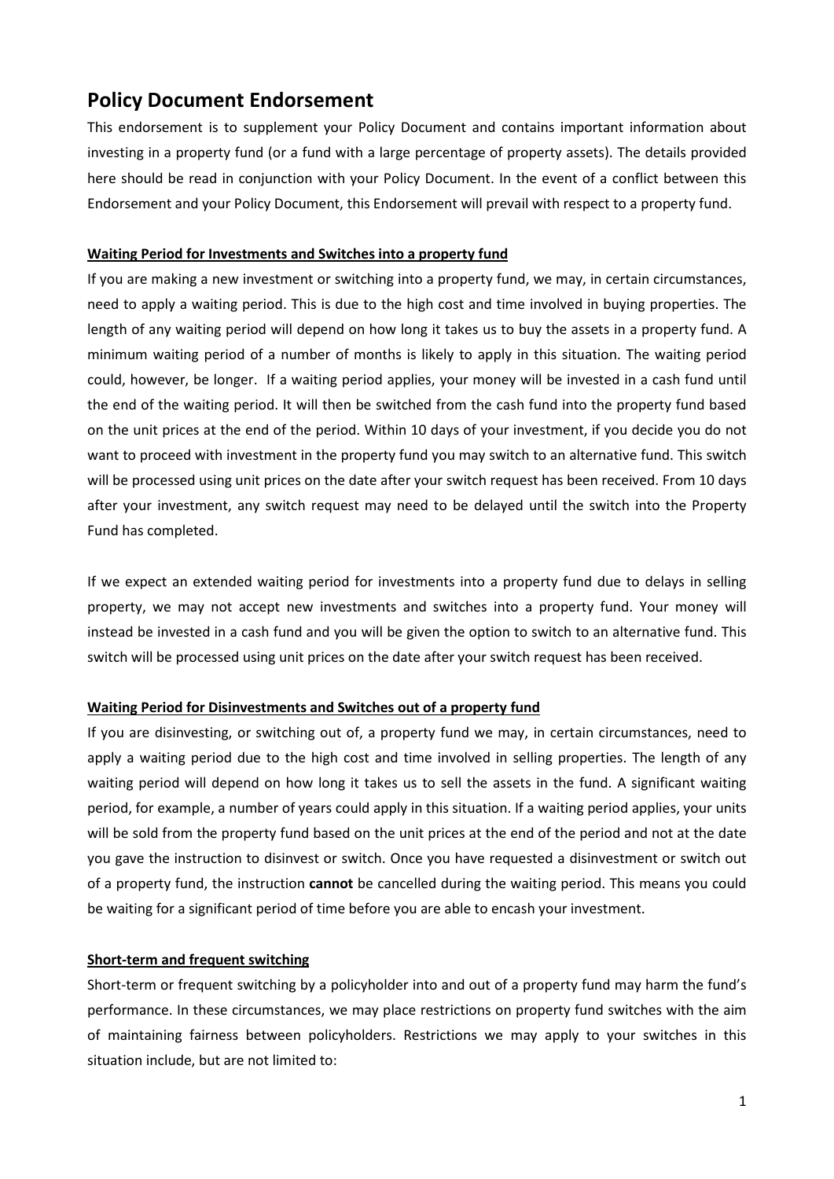# Policy Document Endorsement

This endorsement is to supplement your Policy Document and contains important information about investing in a property fund (or a fund with a large percentage of property assets). The details provided here should be read in conjunction with your Policy Document. In the event of a conflict between this Endorsement and your Policy Document, this Endorsement will prevail with respect to a property fund.

**Waiting Period for Investments and Switches into a property fund**

If you are making a new investment or switching into a property fund, we may, in certain circumstances, need to apply a waiting period. This is due to the high cost and time involved in buying properties. The length of any waiting period will depend on how long it takes us to buy the assets in a property fund. A minimum waiting period of a number of months is likely to apply in this situation. The waiting period could, however, be longer. If a waiting period applies, your money will be invested in a cash fund until the end of the waiting period. It will then be switched from the cash fund into the property fund based on the unit prices at the end of the period. Within 10 days of your investment, if you decide you do not want to proceed with investment in the property fund you may switch to an alternative fund. This switch will be processed using unit prices on the date after your switch request has been received. From 10 days after your investment, any switch request may need to be delayed until the switch into the Property Fund has completed.

If we expect an extended waiting period for investments into a property fund due to delays in selling property, we may not accept new investments and switches into a property fund. Your money will instead be invested in a cash fund and you will be given the option to switch to an alternative fund. This switch will be processed using unit prices on the date after your switch request has been received.

**Waiting Period for Disinvestments and Switches out of a property fund**

If you are disinvesting, or switching out of, a property fund we may, in certain circumstances, need to apply a waiting period due to the high cost and time involved in selling properties. The length of any waiting period will depend on how long it takes us to sell the assets in the fund. A significant waiting period, for example, a number of years could apply in this situation. If a waiting period applies, your units will be sold from the property fund based on the unit prices at the end of the period and not at the date you gave the instruction to disinvest or switch. Once you have requested a disinvestment or switch out of a property fund, the instruction **cannot** be cancelled during the waiting period. This means you could be waiting for a significant period of time before you are able to encash your investment.

**Short-term and frequent switching**

Short-term or frequent switching by a policyholder into and out of a property fund may harm the fund's performance. In these circumstances, we may place restrictions on property fund switches with the aim of maintaining fairness between policyholders. Restrictions we may apply to your switches in this situation include, but are not limited to: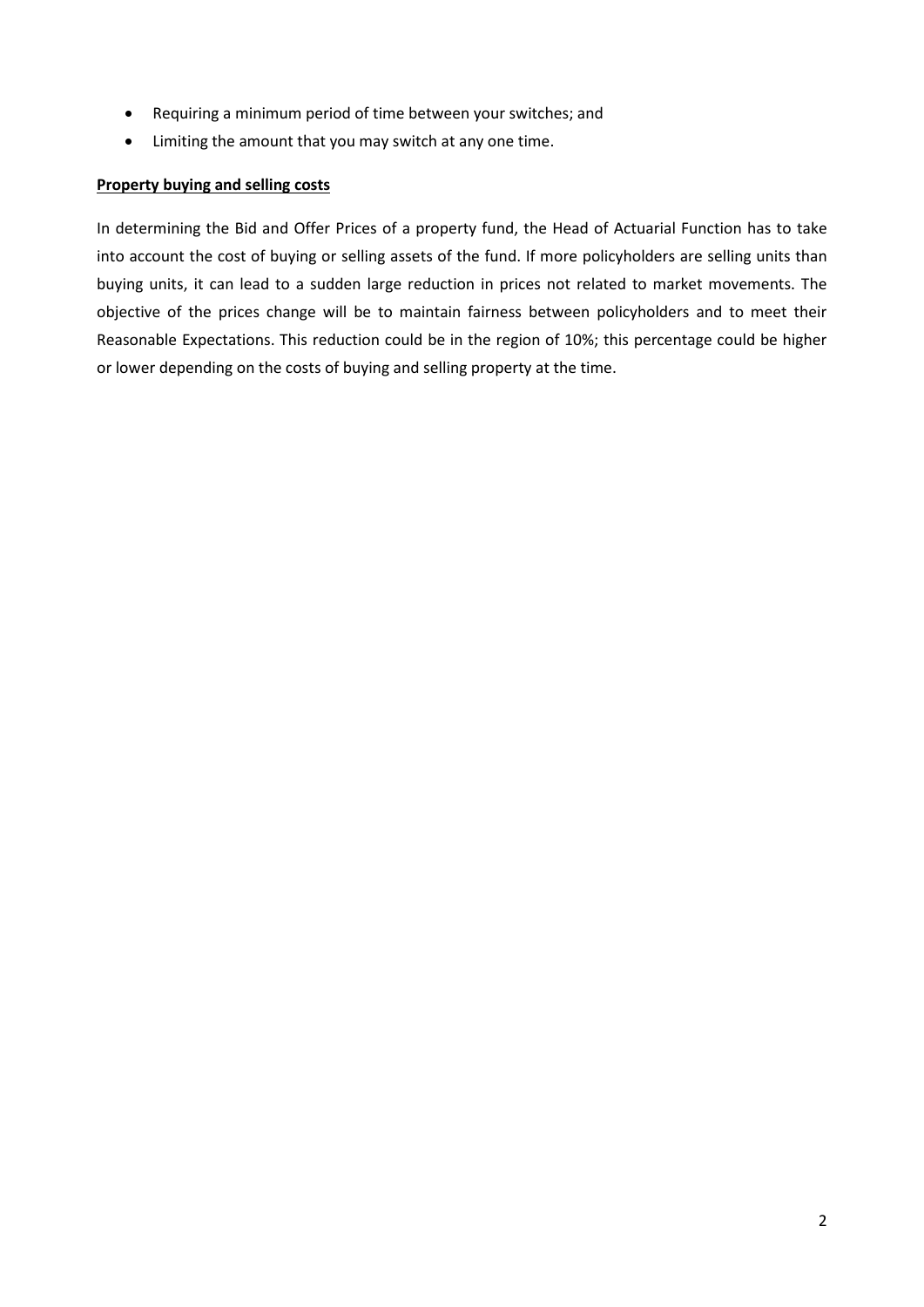- Requiring a minimum period of time between your switches; and
- Limiting the amount that you may switch at any one time.

**Property buying and selling costs**

In determining the Bid and Offer Prices of a property fund, the Head of Actuarial Function has to take into account the cost of buying or selling assets of the fund. If more policyholders are selling units than buying units, it can lead to a sudden large reduction in prices not related to market movements. The objective of the prices change will be to maintain fairness between policyholders and to meet their Reasonable Expectations. This reduction could be in the region of 10%; this percentage could be higher or lower depending on the costs of buying and selling property at the time.